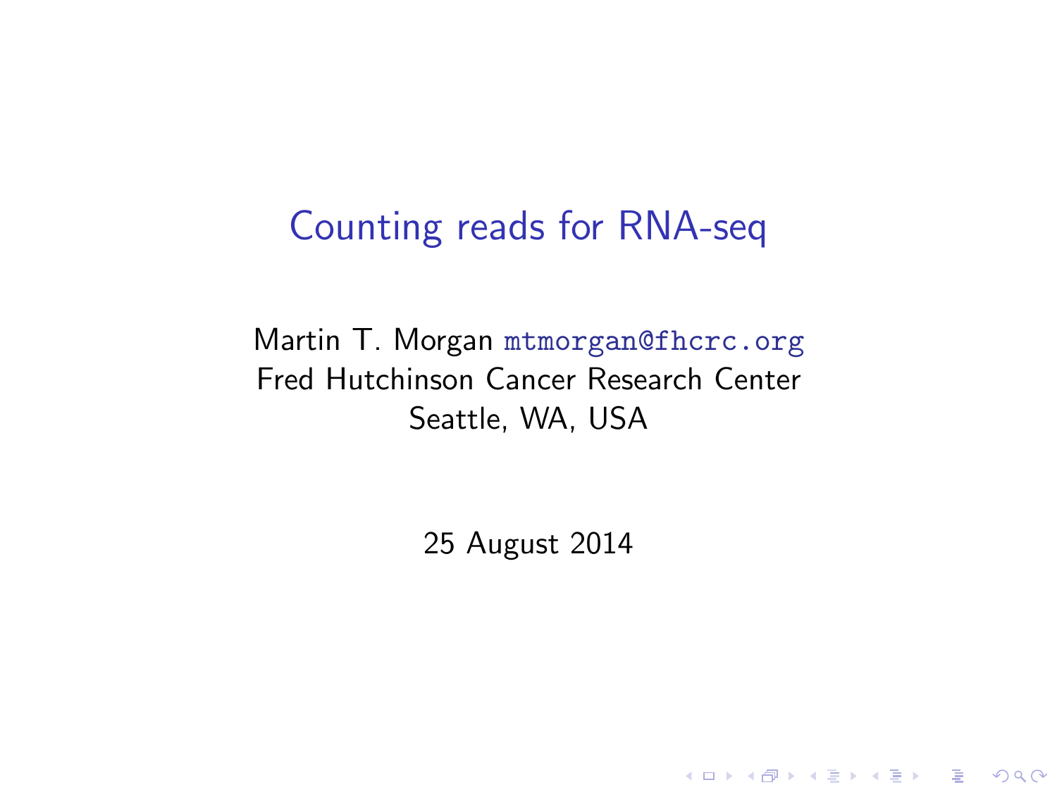# Counting reads for RNA-seq

Martin T. Morgan mtmorgan@fhcrc.org
Fred Hutchinson Cancer Research Center
Seattle, WA, USA

25 August 2014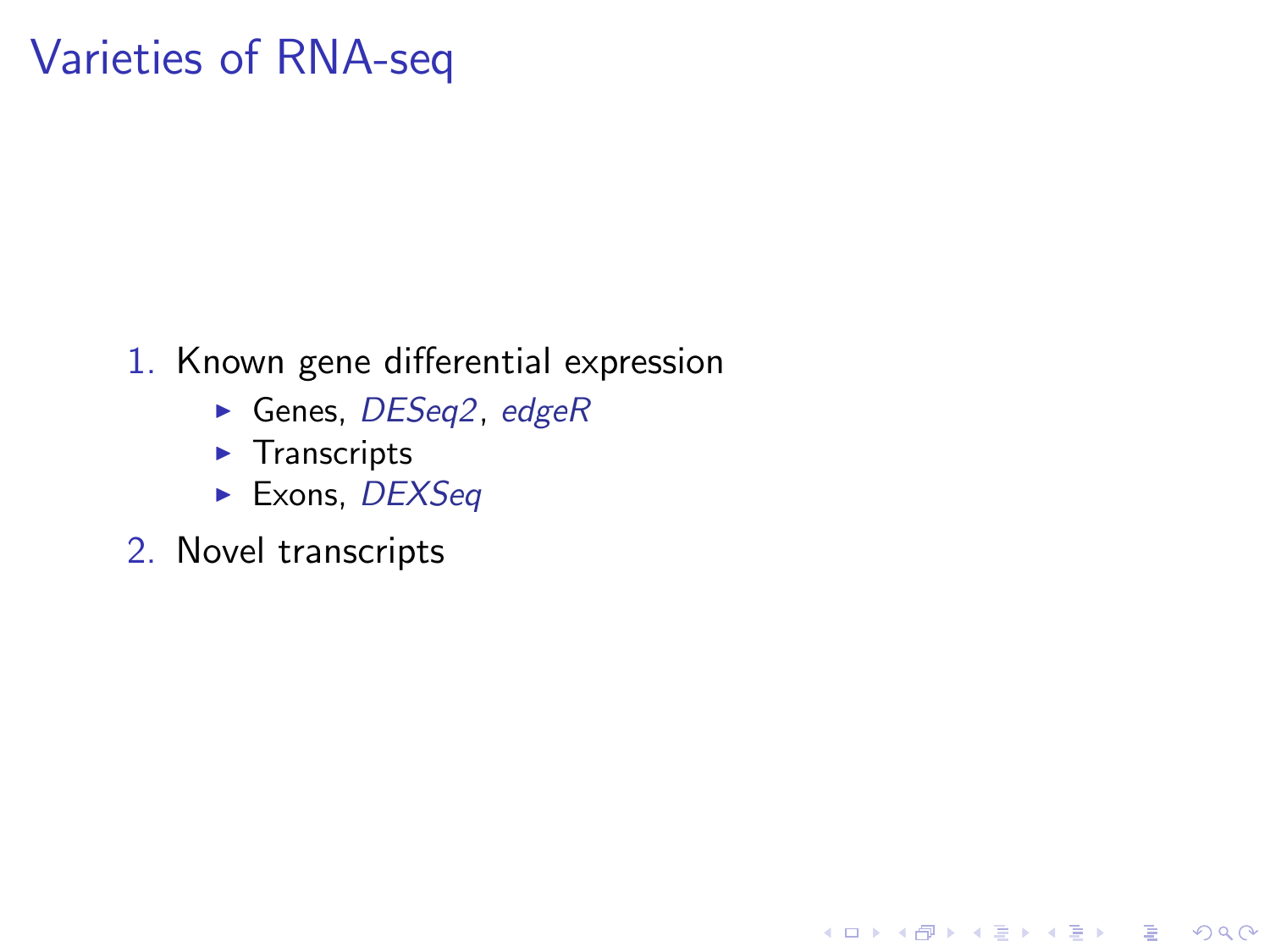# Varieties of RNA-seq

1. Known gene differential expression
   - Genes, *DESeq2*, *edgeR*
   - Transcripts
   - Exons, *DEXSeq*
2. Novel transcripts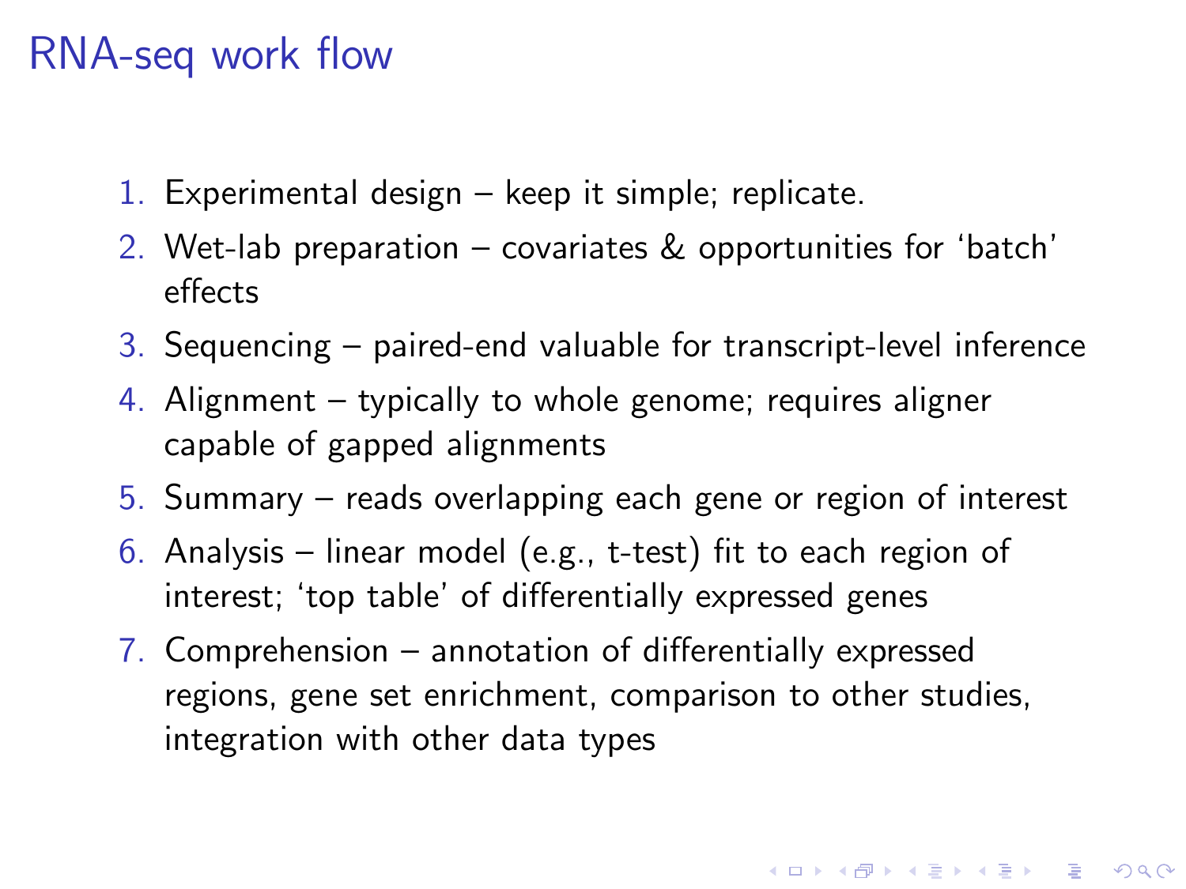# RNA-seq work flow

1. Experimental design – keep it simple; replicate.
2. Wet-lab preparation – covariates & opportunities for 'batch' effects
3. Sequencing – paired-end valuable for transcript-level inference
4. Alignment – typically to whole genome; requires aligner capable of gapped alignments
5. Summary – reads overlapping each gene or region of interest
6. Analysis – linear model (e.g., t-test) fit to each region of interest; 'top table' of differentially expressed genes
7. Comprehension – annotation of differentially expressed regions, gene set enrichment, comparison to other studies, integration with other data types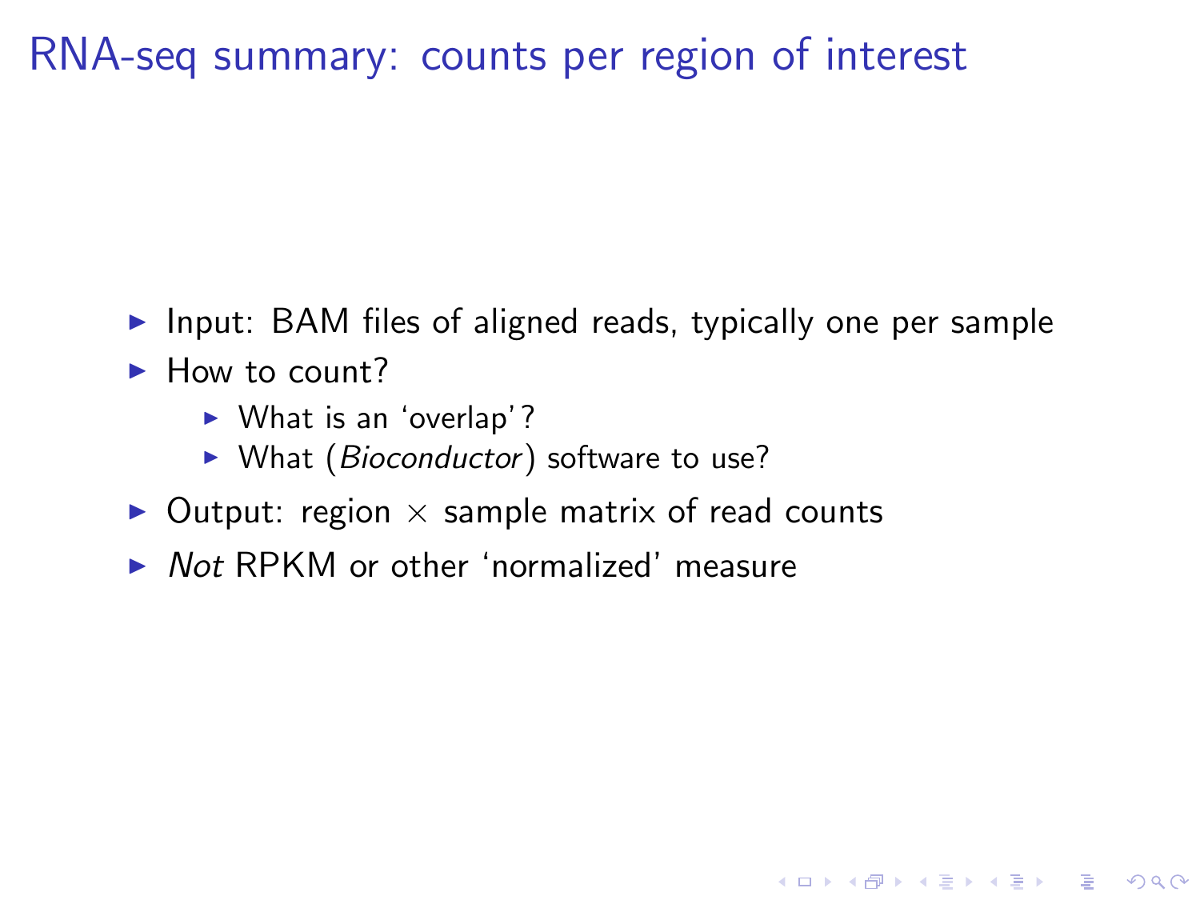# RNA-seq summary: counts per region of interest

- Input: BAM files of aligned reads, typically one per sample
- How to count?
  - What is an 'overlap'?
  - What (*Bioconductor*) software to use?
- Output: region $\times$ sample matrix of read counts
- *Not* RPKM or other 'normalized' measure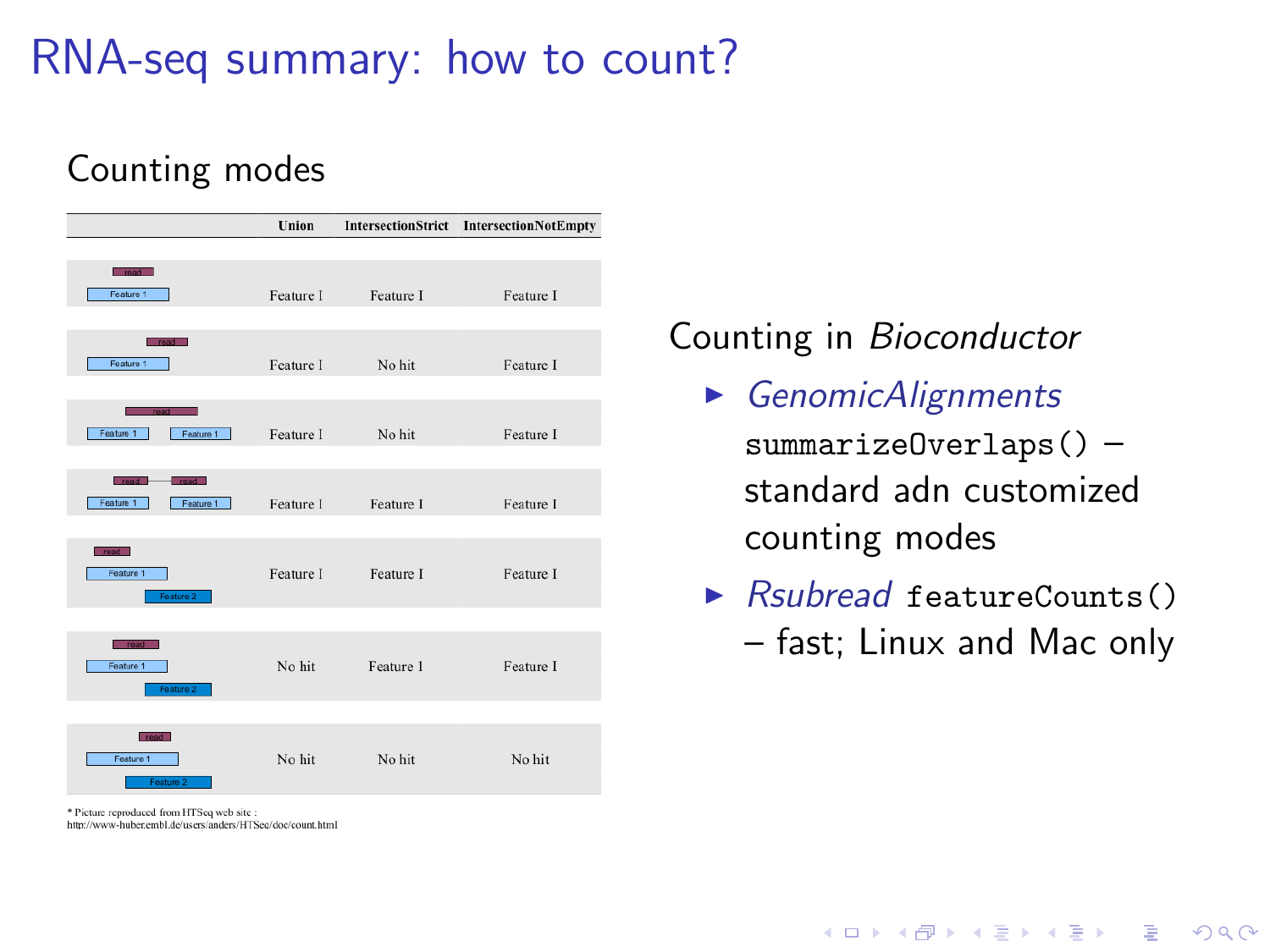# RNA-seq summary: how to count?

## Counting modes

| | Union | IntersectionStrict | IntersectionNotEmpty |
|---|---|---|---|
| read / Feature 1 | Feature 1 | Feature 1 | Feature 1 |
| read / Feature 1 | Feature 1 | No hit | Feature 1 |
| read / Feature 1, Feature 1 | Feature 1 | No hit | Feature 1 |
| read — read / Feature 1, Feature 1 | Feature 1 | Feature 1 | Feature 1 |
| read / Feature 1 / Feature 2 | Feature 1 | Feature 1 | Feature 1 |
| read / Feature 1 / Feature 2 | No hit | Feature 1 | Feature 1 |
| read / Feature 1 / Feature 2 | No hit | No hit | No hit |

\* Picture reproduced from HTSeq web site : http://www-huber.embl.de/users/anders/HTSeq/doc/count.html

## Counting in *Bioconductor*

- *GenomicAlignments* `summarizeOverlaps()` – standard adn customized counting modes
- *Rsubread* `featureCounts()` – fast; Linux and Mac only